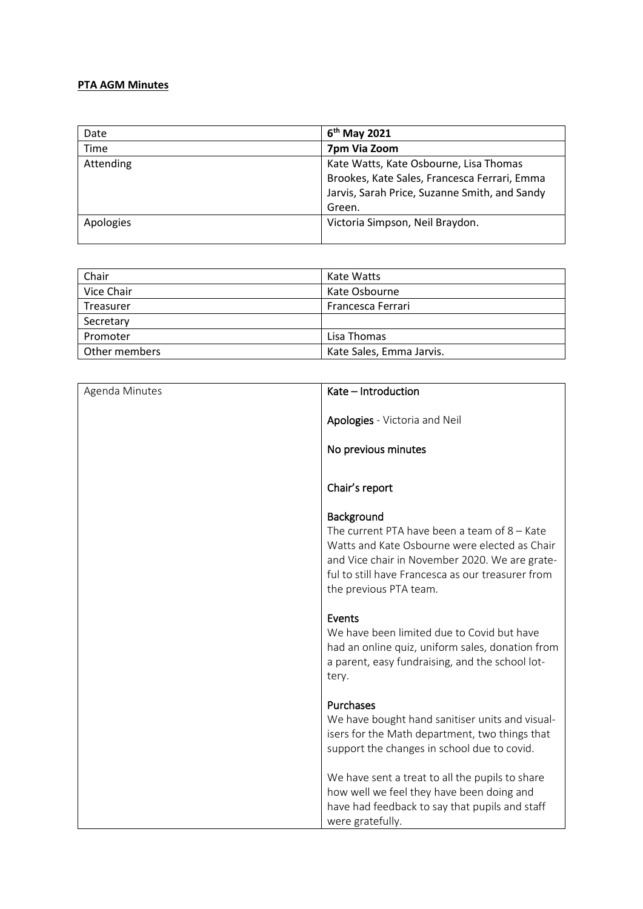**PTA AGM Minutes**

| Date | **6th May 2021** |
| --- | --- |
| Time | **7pm Via Zoom** |
| Attending | Kate Watts, Kate Osbourne, Lisa Thomas Brookes, Kate Sales, Francesca Ferrari, Emma Jarvis, Sarah Price, Suzanne Smith, and Sandy Green. |
| Apologies | Victoria Simpson, Neil Braydon. |

| Chair | Kate Watts |
| --- | --- |
| Vice Chair | Kate Osbourne |
| Treasurer | Francesca Ferrari |
| Secretary | |
| Promoter | Lisa Thomas |
| Other members | Kate Sales, Emma Jarvis. |

| Agenda Minutes | Kate – Introduction<br><br>Apologies - Victoria and Neil<br><br>No previous minutes<br><br>Chair's report<br><br>Background<br>The current PTA have been a team of 8 – Kate Watts and Kate Osbourne were elected as Chair and Vice chair in November 2020. We are grateful to still have Francesca as our treasurer from the previous PTA team.<br><br>Events<br>We have been limited due to Covid but have had an online quiz, uniform sales, donation from a parent, easy fundraising, and the school lottery.<br><br>Purchases<br>We have bought hand sanitiser units and visualisers for the Math department, two things that support the changes in school due to covid.<br><br>We have sent a treat to all the pupils to share how well we feel they have been doing and have had feedback to say that pupils and staff were gratefully. |
| --- | --- |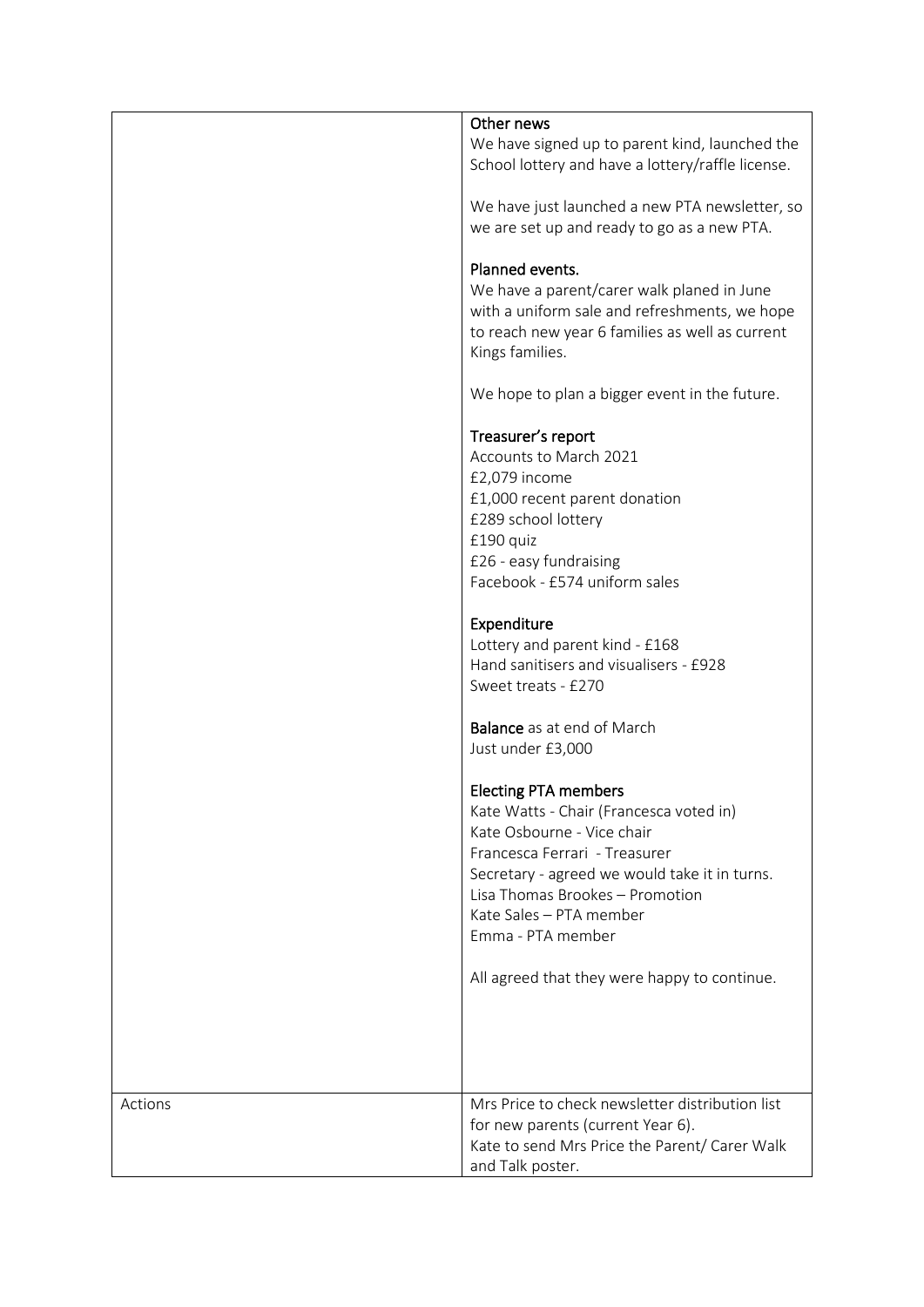| | |
|---|---|
| | **Other news**<br>We have signed up to parent kind, launched the School lottery and have a lottery/raffle license.<br><br>We have just launched a new PTA newsletter, so we are set up and ready to go as a new PTA.<br><br>**Planned events.**<br>We have a parent/carer walk planed in June with a uniform sale and refreshments, we hope to reach new year 6 families as well as current Kings families.<br><br>We hope to plan a bigger event in the future.<br><br>**Treasurer's report**<br>Accounts to March 2021<br>£2,079 income<br>£1,000 recent parent donation<br>£289 school lottery<br>£190 quiz<br>£26 - easy fundraising<br>Facebook - £574 uniform sales<br><br>**Expenditure**<br>Lottery and parent kind - £168<br>Hand sanitisers and visualisers - £928<br>Sweet treats - £270<br><br>**Balance** as at end of March<br>Just under £3,000<br><br>**Electing PTA members**<br>Kate Watts - Chair (Francesca voted in)<br>Kate Osbourne - Vice chair<br>Francesca Ferrari - Treasurer<br>Secretary - agreed we would take it in turns.<br>Lisa Thomas Brookes – Promotion<br>Kate Sales – PTA member<br>Emma - PTA member<br><br>All agreed that they were happy to continue. |
| Actions | Mrs Price to check newsletter distribution list for new parents (current Year 6).<br>Kate to send Mrs Price the Parent/ Carer Walk and Talk poster. |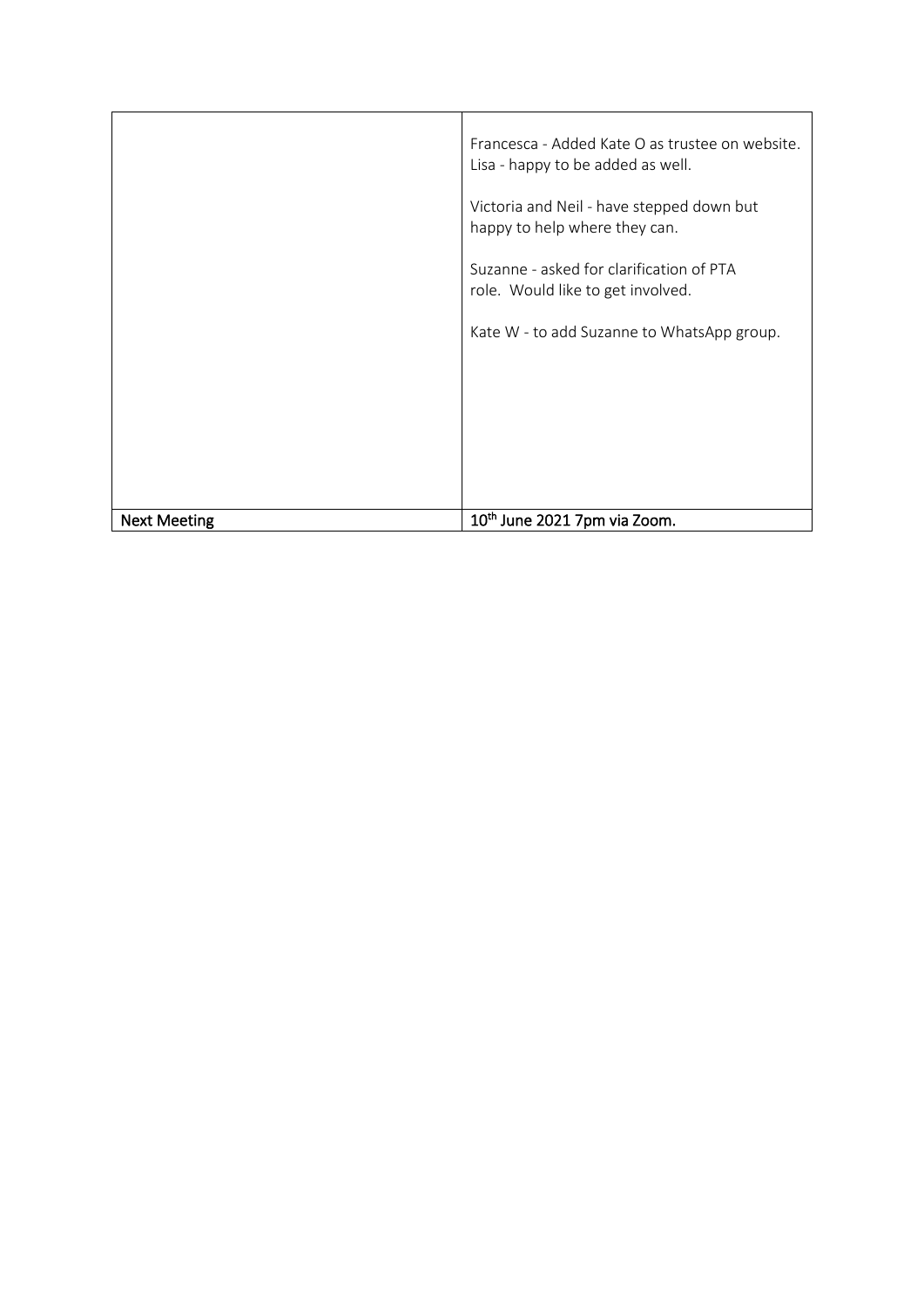| | |
|---|---|
| | Francesca - Added Kate O as trustee on website. Lisa - happy to be added as well.<br><br>Victoria and Neil - have stepped down but happy to help where they can.<br><br>Suzanne - asked for clarification of PTA role. Would like to get involved.<br><br>Kate W - to add Suzanne to WhatsApp group. |
| **Next Meeting** | **10th June 2021 7pm via Zoom.** |